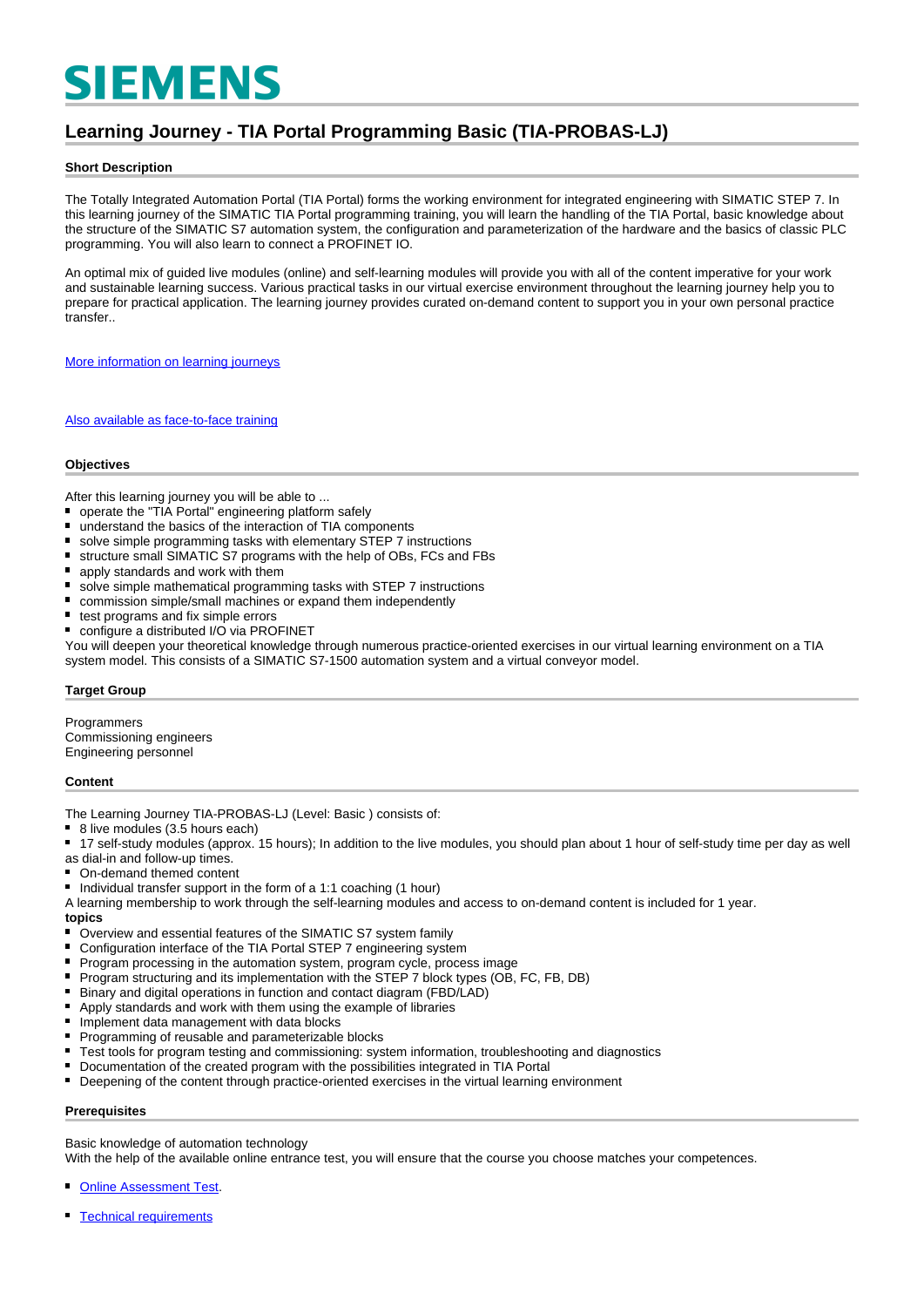SIEMENS

# Learning Journey - TIA Portal Programming Basic (TIA-PROBAS-LJ)

## Short Description

The Totally Integrated Automation Portal (TIA Portal) forms the working environment for integrated engineering with SIMATIC STEP 7. In this learning journey of the SIMATIC TIA Portal programming training, you will learn the handling of the TIA Portal, basic knowledge about the structure of the SIMATIC S7 automation system, the configuration and parameterization of the hardware and the basics of classic PLC programming. You will also learn to connect a PROFINET IO.

An optimal mix of guided live modules (online) and self-learning modules will provide you with all of the content imperative for your work and sustainable learning success. Various practical tasks in our virtual exercise environment throughout the learning journey help you to prepare for practical application. The learning journey provides curated on-demand content to support you in your own personal practice transfer..

More information on learning journeys

Also available as face-to-face training

## Objectives

After this learning journey you will be able to ...

- operate the "TIA Portal" engineering platform safely
- understand the basics of the interaction of TIA components
- solve simple programming tasks with elementary STEP 7 instructions
- structure small SIMATIC S7 programs with the help of OBs, FCs and FBs
- apply standards and work with them
- solve simple mathematical programming tasks with STEP 7 instructions
- commission simple/small machines or expand them independently
- test programs and fix simple errors
- configure a distributed I/O via PROFINET

You will deepen your theoretical knowledge through numerous practice-oriented exercises in our virtual learning environment on a TIA system model. This consists of a SIMATIC S7-1500 automation system and a virtual conveyor model.

## Target Group

Programmers
Commissioning engineers
Engineering personnel

## Content

The Learning Journey TIA-PROBAS-LJ (Level: Basic ) consists of:

- 8 live modules (3.5 hours each)
- 17 self-study modules (approx. 15 hours); In addition to the live modules, you should plan about 1 hour of self-study time per day as well as dial-in and follow-up times.
- On-demand themed content
- Individual transfer support in the form of a 1:1 coaching (1 hour)

A learning membership to work through the self-learning modules and access to on-demand content is included for 1 year.

**topics**

- Overview and essential features of the SIMATIC S7 system family
- Configuration interface of the TIA Portal STEP 7 engineering system
- Program processing in the automation system, program cycle, process image
- Program structuring and its implementation with the STEP 7 block types (OB, FC, FB, DB)
- Binary and digital operations in function and contact diagram (FBD/LAD)
- Apply standards and work with them using the example of libraries
- Implement data management with data blocks
- Programming of reusable and parameterizable blocks
- Test tools for program testing and commissioning: system information, troubleshooting and diagnostics
- Documentation of the created program with the possibilities integrated in TIA Portal
- Deepening of the content through practice-oriented exercises in the virtual learning environment

## Prerequisites

Basic knowledge of automation technology
With the help of the available online entrance test, you will ensure that the course you choose matches your competences.

- Online Assessment Test.
- Technical requirements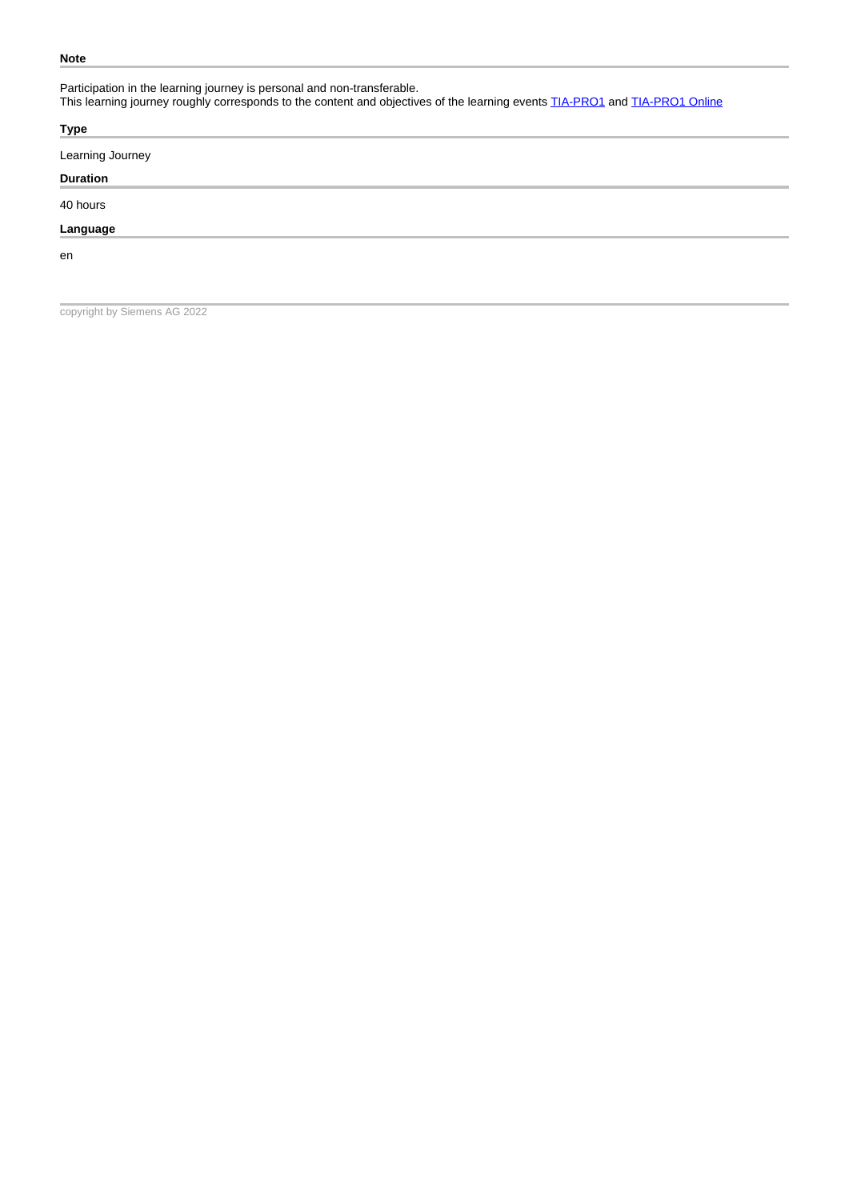**Note**

Participation in the learning journey is personal and non-transferable.
This learning journey roughly corresponds to the content and objectives of the learning events [TIA-PRO1] and [TIA-PRO1 Online]

**Type**

Learning Journey

**Duration**

40 hours

**Language**

en

copyright by Siemens AG 2022